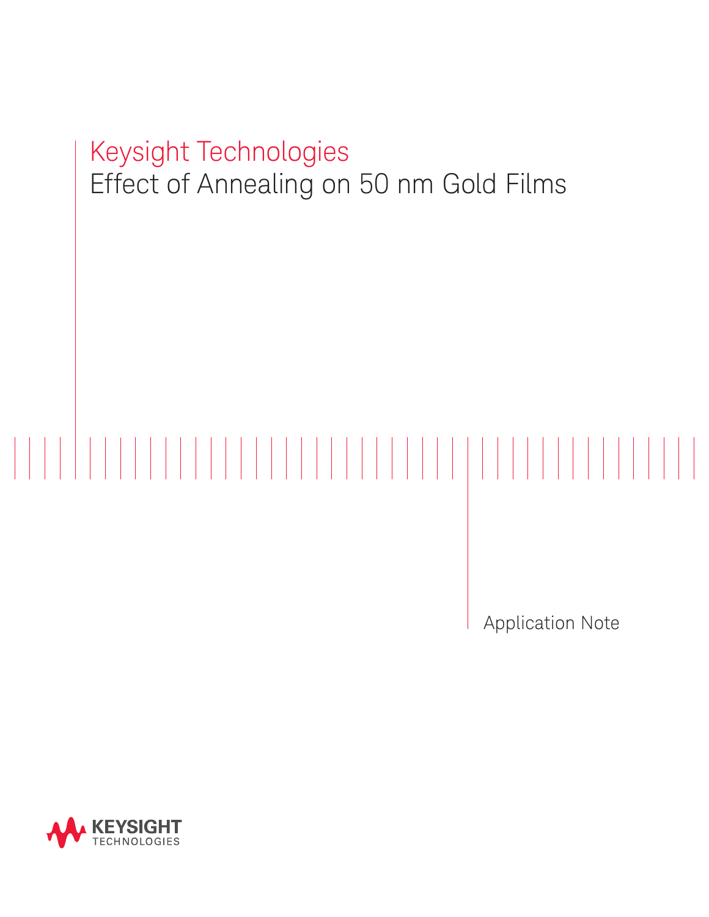# Keysight Technologies

# Effect of Annealing on 50 nm Gold Films

Application Note

KEYSIGHT TECHNOLOGIES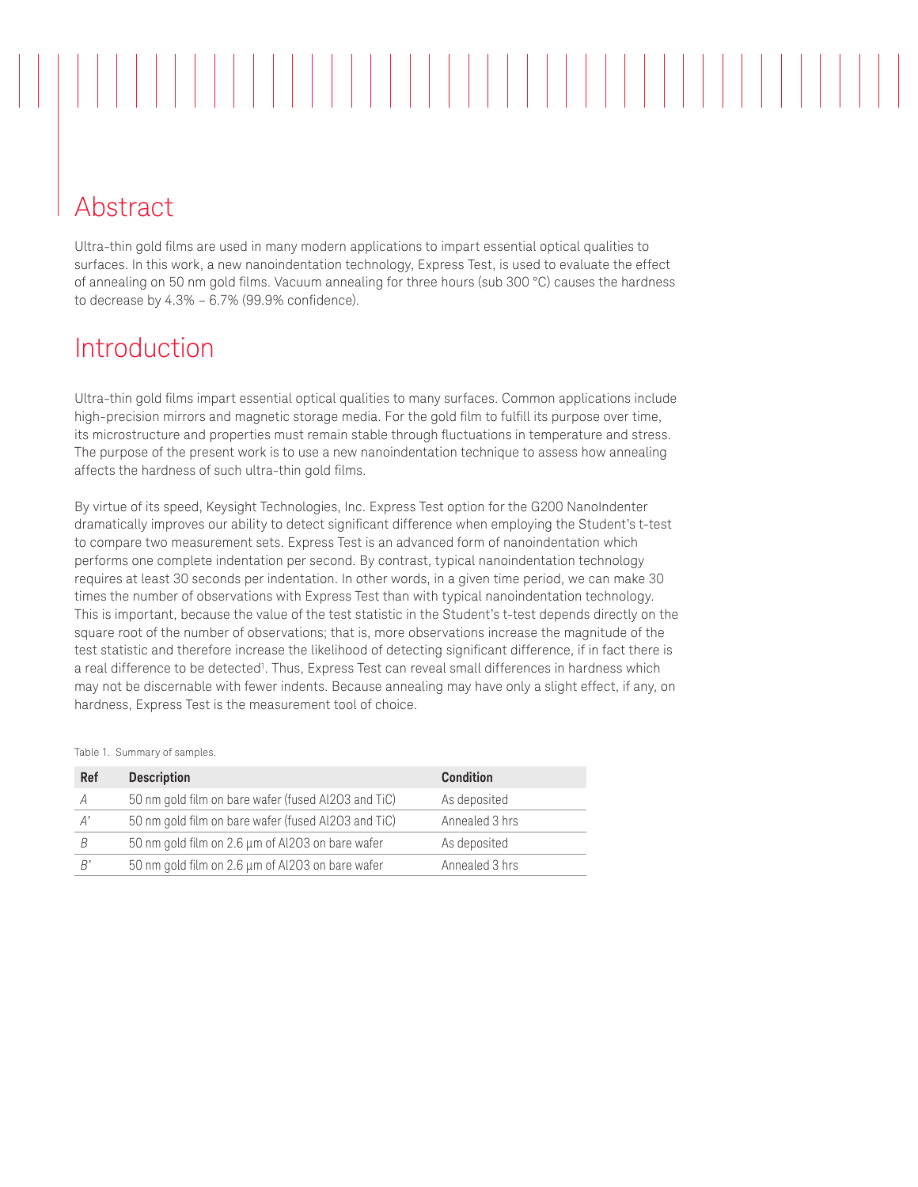## Abstract

Ultra-thin gold films are used in many modern applications to impart essential optical qualities to surfaces. In this work, a new nanoindentation technology, Express Test, is used to evaluate the effect of annealing on 50 nm gold films. Vacuum annealing for three hours (sub 300 °C) causes the hardness to decrease by 4.3% – 6.7% (99.9% confidence).

## Introduction

Ultra-thin gold films impart essential optical qualities to many surfaces. Common applications include high-precision mirrors and magnetic storage media. For the gold film to fulfill its purpose over time, its microstructure and properties must remain stable through fluctuations in temperature and stress. The purpose of the present work is to use a new nanoindentation technique to assess how annealing affects the hardness of such ultra-thin gold films.

By virtue of its speed, Keysight Technologies, Inc. Express Test option for the G200 NanoIndenter dramatically improves our ability to detect significant difference when employing the Student's t-test to compare two measurement sets. Express Test is an advanced form of nanoindentation which performs one complete indentation per second. By contrast, typical nanoindentation technology requires at least 30 seconds per indentation. In other words, in a given time period, we can make 30 times the number of observations with Express Test than with typical nanoindentation technology. This is important, because the value of the test statistic in the Student's t-test depends directly on the square root of the number of observations; that is, more observations increase the magnitude of the test statistic and therefore increase the likelihood of detecting significant difference, if in fact there is a real difference to be detected[1]. Thus, Express Test can reveal small differences in hardness which may not be discernable with fewer indents. Because annealing may have only a slight effect, if any, on hardness, Express Test is the measurement tool of choice.

Table 1. Summary of samples.

| Ref | Description | Condition |
|---|---|---|
| *A* | 50 nm gold film on bare wafer (fused Al2O3 and TiC) | As deposited |
| *A'* | 50 nm gold film on bare wafer (fused Al2O3 and TiC) | Annealed 3 hrs |
| *B* | 50 nm gold film on 2.6 µm of Al2O3 on bare wafer | As deposited |
| *B'* | 50 nm gold film on 2.6 µm of Al2O3 on bare wafer | Annealed 3 hrs |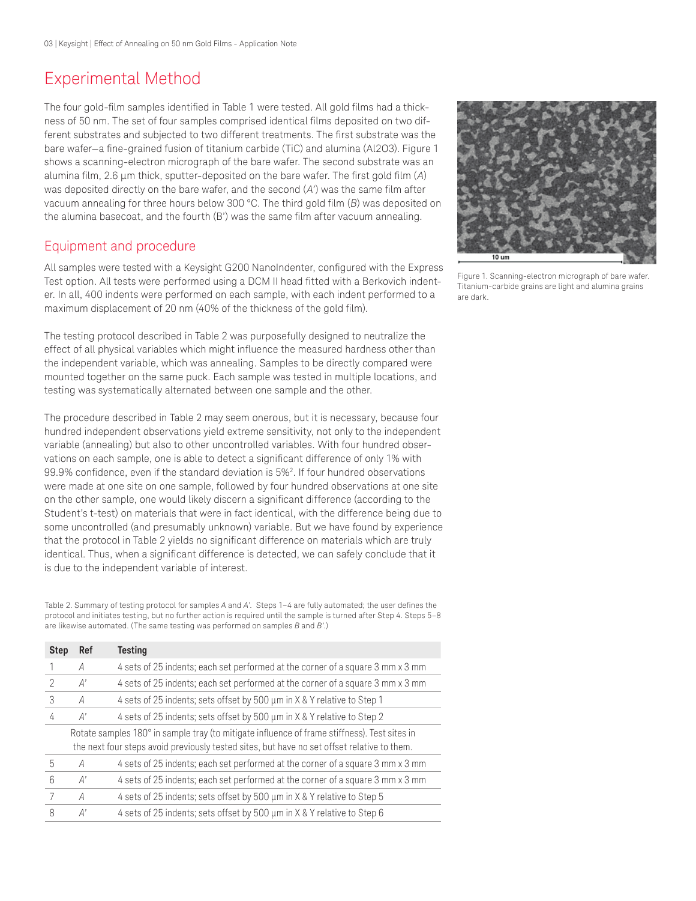# Experimental Method

The four gold-film samples identified in Table 1 were tested. All gold films had a thickness of 50 nm. The set of four samples comprised identical films deposited on two different substrates and subjected to two different treatments. The first substrate was the bare wafer—a fine-grained fusion of titanium carbide (TiC) and alumina ($Al_2O_3$). Figure 1 shows a scanning-electron micrograph of the bare wafer. The second substrate was an alumina film, 2.6 µm thick, sputter-deposited on the bare wafer. The first gold film (*A*) was deposited directly on the bare wafer, and the second (*A'*) was the same film after vacuum annealing for three hours below 300 °C. The third gold film (*B*) was deposited on the alumina basecoat, and the fourth (B') was the same film after vacuum annealing.

Figure 1. Scanning-electron micrograph of bare wafer. Titanium-carbide grains are light and alumina grains are dark.

## Equipment and procedure

All samples were tested with a Keysight G200 NanoIndenter, configured with the Express Test option. All tests were performed using a DCM II head fitted with a Berkovich indenter. In all, 400 indents were performed on each sample, with each indent performed to a maximum displacement of 20 nm (40% of the thickness of the gold film).

The testing protocol described in Table 2 was purposefully designed to neutralize the effect of all physical variables which might influence the measured hardness other than the independent variable, which was annealing. Samples to be directly compared were mounted together on the same puck. Each sample was tested in multiple locations, and testing was systematically alternated between one sample and the other.

The procedure described in Table 2 may seem onerous, but it is necessary, because four hundred independent observations yield extreme sensitivity, not only to the independent variable (annealing) but also to other uncontrolled variables. With four hundred observations on each sample, one is able to detect a significant difference of only 1% with 99.9% confidence, even if the standard deviation is 5%[2]. If four hundred observations were made at one site on one sample, followed by four hundred observations at one site on the other sample, one would likely discern a significant difference (according to the Student's t-test) on materials that were in fact identical, with the difference being due to some uncontrolled (and presumably unknown) variable. But we have found by experience that the protocol in Table 2 yields no significant difference on materials which are truly identical. Thus, when a significant difference is detected, we can safely conclude that it is due to the independent variable of interest.

Table 2. Summary of testing protocol for samples *A* and *A'*. Steps 1–4 are fully automated; the user defines the protocol and initiates testing, but no further action is required until the sample is turned after Step 4. Steps 5–8 are likewise automated. (The same testing was performed on samples *B* and *B'*.)

| Step | Ref | Testing |
|---|---|---|
| 1 | *A* | 4 sets of 25 indents; each set performed at the corner of a square 3 mm x 3 mm |
| 2 | *A'* | 4 sets of 25 indents; each set performed at the corner of a square 3 mm x 3 mm |
| 3 | *A* | 4 sets of 25 indents; sets offset by 500 µm in X & Y relative to Step 1 |
| 4 | *A'* | 4 sets of 25 indents; sets offset by 500 µm in X & Y relative to Step 2 |
| | | Rotate samples 180° in sample tray (to mitigate influence of frame stiffness). Test sites in the next four steps avoid previously tested sites, but have no set offset relative to them. |
| 5 | *A* | 4 sets of 25 indents; each set performed at the corner of a square 3 mm x 3 mm |
| 6 | *A'* | 4 sets of 25 indents; each set performed at the corner of a square 3 mm x 3 mm |
| 7 | *A* | 4 sets of 25 indents; sets offset by 500 µm in X & Y relative to Step 5 |
| 8 | *A'* | 4 sets of 25 indents; sets offset by 500 µm in X & Y relative to Step 6 |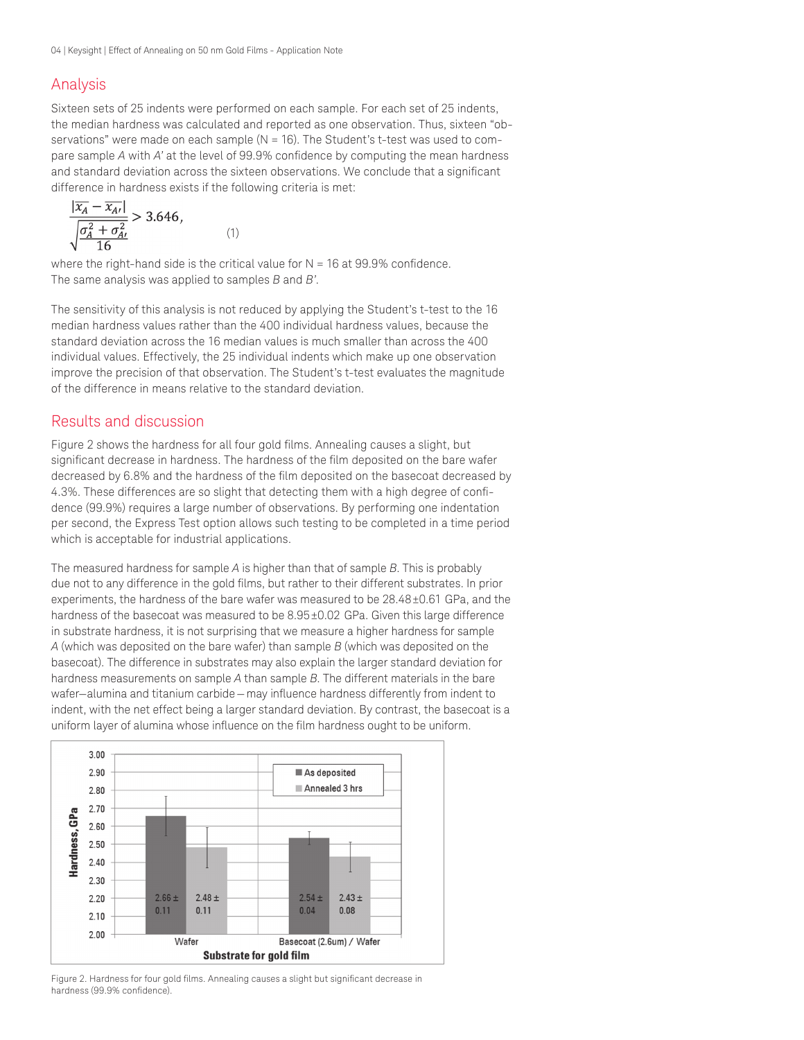## Analysis

Sixteen sets of 25 indents were performed on each sample. For each set of 25 indents, the median hardness was calculated and reported as one observation. Thus, sixteen "observations" were made on each sample (N = 16). The Student's t-test was used to compare sample *A* with *A'* at the level of 99.9% confidence by computing the mean hardness and standard deviation across the sixteen observations. We conclude that a significant difference in hardness exists if the following criteria is met:

$$\frac{|\overline{x_A} - \overline{x_{A'}}|}{\sqrt{\frac{\sigma_A^2 + \sigma_{A'}^2}{16}}} > 3.646, \qquad (1)$$

where the right-hand side is the critical value for N = 16 at 99.9% confidence. The same analysis was applied to samples *B* and *B'*.

The sensitivity of this analysis is not reduced by applying the Student's t-test to the 16 median hardness values rather than the 400 individual hardness values, because the standard deviation across the 16 median values is much smaller than across the 400 individual values. Effectively, the 25 individual indents which make up one observation improve the precision of that observation. The Student's t-test evaluates the magnitude of the difference in means relative to the standard deviation.

## Results and discussion

Figure 2 shows the hardness for all four gold films. Annealing causes a slight, but significant decrease in hardness. The hardness of the film deposited on the bare wafer decreased by 6.8% and the hardness of the film deposited on the basecoat decreased by 4.3%. These differences are so slight that detecting them with a high degree of confidence (99.9%) requires a large number of observations. By performing one indentation per second, the Express Test option allows such testing to be completed in a time period which is acceptable for industrial applications.

The measured hardness for sample *A* is higher than that of sample *B*. This is probably due not to any difference in the gold films, but rather to their different substrates. In prior experiments, the hardness of the bare wafer was measured to be 28.48±0.61 GPa, and the hardness of the basecoat was measured to be 8.95±0.02 GPa. Given this large difference in substrate hardness, it is not surprising that we measure a higher hardness for sample *A* (which was deposited on the bare wafer) than sample *B* (which was deposited on the basecoat). The difference in substrates may also explain the larger standard deviation for hardness measurements on sample *A* than sample *B*. The different materials in the bare wafer—alumina and titanium carbide—may influence hardness differently from indent to indent, with the net effect being a larger standard deviation. By contrast, the basecoat is a uniform layer of alumina whose influence on the film hardness ought to be uniform.

Figure 2. Hardness for four gold films. Annealing causes a slight but significant decrease in hardness (99.9% confidence).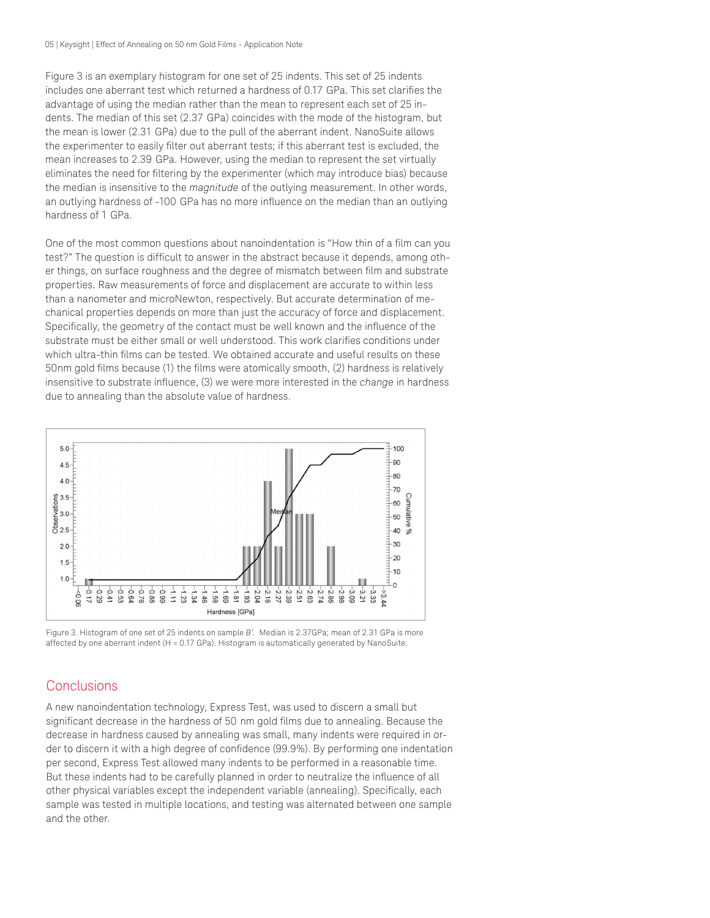Figure 3 is an exemplary histogram for one set of 25 indents. This set of 25 indents includes one aberrant test which returned a hardness of 0.17 GPa. This set clarifies the advantage of using the median rather than the mean to represent each set of 25 indents. The median of this set (2.37 GPa) coincides with the mode of the histogram, but the mean is lower (2.31 GPa) due to the pull of the aberrant indent. NanoSuite allows the experimenter to easily filter out aberrant tests; if this aberrant test is excluded, the mean increases to 2.39 GPa. However, using the median to represent the set virtually eliminates the need for filtering by the experimenter (which may introduce bias) because the median is insensitive to the *magnitude* of the outlying measurement. In other words, an outlying hardness of -100 GPa has no more influence on the median than an outlying hardness of 1 GPa.

One of the most common questions about nanoindentation is "How thin of a film can you test?" The question is difficult to answer in the abstract because it depends, among other things, on surface roughness and the degree of mismatch between film and substrate properties. Raw measurements of force and displacement are accurate to within less than a nanometer and microNewton, respectively. But accurate determination of mechanical properties depends on more than just the accuracy of force and displacement. Specifically, the geometry of the contact must be well known and the influence of the substrate must be either small or well understood. This work clarifies conditions under which ultra-thin films can be tested. We obtained accurate and useful results on these 50nm gold films because (1) the films were atomically smooth, (2) hardness is relatively insensitive to substrate influence, (3) we were more interested in the *change* in hardness due to annealing than the absolute value of hardness.

Figure 3. Histogram of one set of 25 indents on sample *B'*. Median is 2.37GPa; mean of 2.31 GPa is more affected by one aberrant indent (H = 0.17 GPa). Histogram is automatically generated by NanoSuite.

## Conclusions

A new nanoindentation technology, Express Test, was used to discern a small but significant decrease in the hardness of 50 nm gold films due to annealing. Because the decrease in hardness caused by annealing was small, many indents were required in order to discern it with a high degree of confidence (99.9%). By performing one indentation per second, Express Test allowed many indents to be performed in a reasonable time. But these indents had to be carefully planned in order to neutralize the influence of all other physical variables except the independent variable (annealing). Specifically, each sample was tested in multiple locations, and testing was alternated between one sample and the other.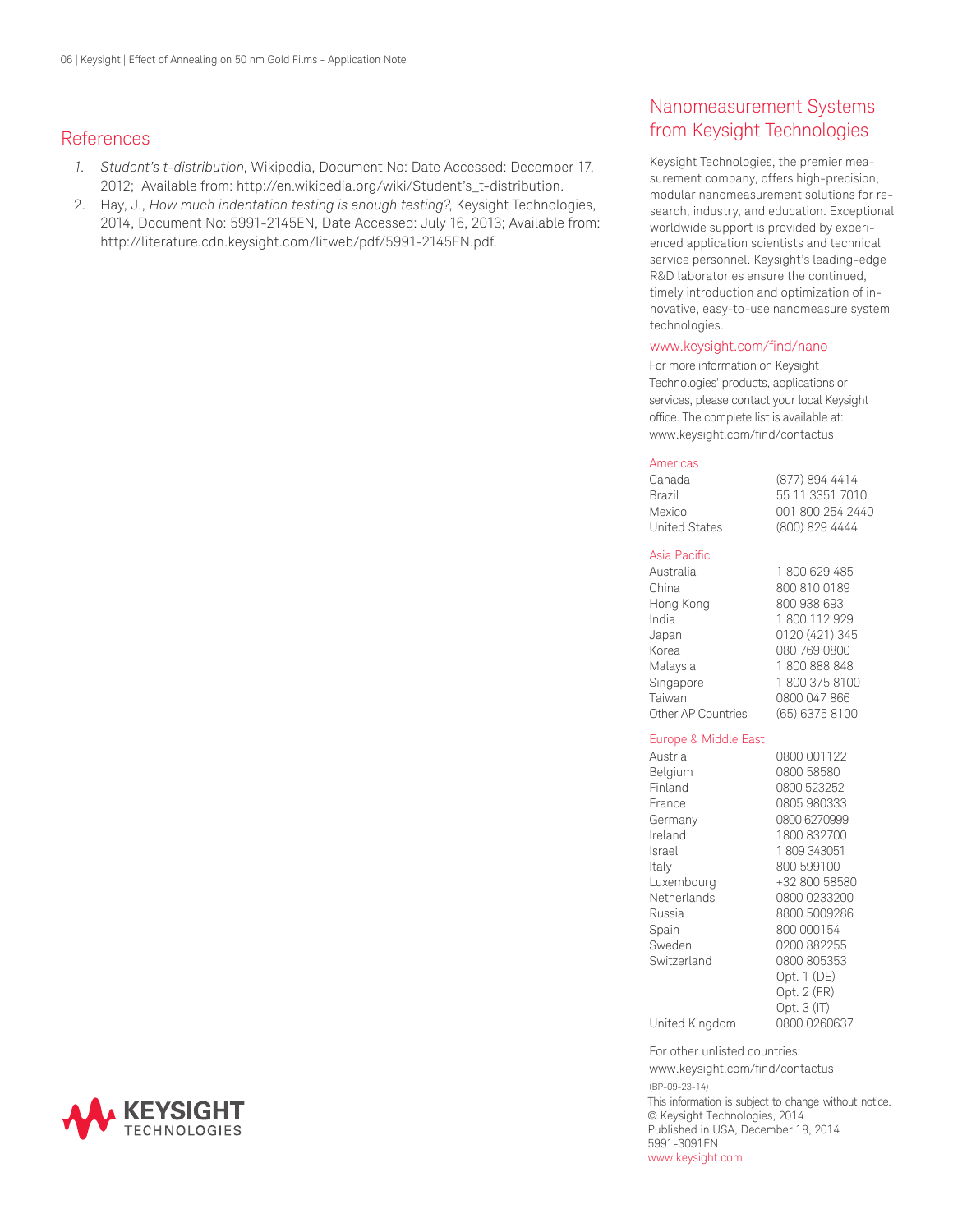## References

1. *Student's t-distribution*, Wikipedia, Document No: Date Accessed: December 17, 2012; Available from: http://en.wikipedia.org/wiki/Student's_t-distribution.
2. Hay, J., *How much indentation testing is enough testing?*, Keysight Technologies, 2014, Document No: 5991-2145EN, Date Accessed: July 16, 2013; Available from: http://literature.cdn.keysight.com/litweb/pdf/5991-2145EN.pdf.

## Nanomeasurement Systems from Keysight Technologies

Keysight Technologies, the premier measurement company, offers high-precision, modular nanomeasurement solutions for research, industry, and education. Exceptional worldwide support is provided by experienced application scientists and technical service personnel. Keysight's leading-edge R&D laboratories ensure the continued, timely introduction and optimization of innovative, easy-to-use nanomeasure system technologies.

www.keysight.com/find/nano

For more information on Keysight Technologies' products, applications or services, please contact your local Keysight office. The complete list is available at: www.keysight.com/find/contactus

**Americas**

| | |
|---|---|
| Canada | (877) 894 4414 |
| Brazil | 55 11 3351 7010 |
| Mexico | 001 800 254 2440 |
| United States | (800) 829 4444 |

**Asia Pacific**

| | |
|---|---|
| Australia | 1 800 629 485 |
| China | 800 810 0189 |
| Hong Kong | 800 938 693 |
| India | 1 800 112 929 |
| Japan | 0120 (421) 345 |
| Korea | 080 769 0800 |
| Malaysia | 1 800 888 848 |
| Singapore | 1 800 375 8100 |
| Taiwan | 0800 047 866 |
| Other AP Countries | (65) 6375 8100 |

**Europe & Middle East**

| | |
|---|---|
| Austria | 0800 001122 |
| Belgium | 0800 58580 |
| Finland | 0800 523252 |
| France | 0805 980333 |
| Germany | 0800 6270999 |
| Ireland | 1800 832700 |
| Israel | 1 809 343051 |
| Italy | 800 599100 |
| Luxembourg | +32 800 58580 |
| Netherlands | 0800 0233200 |
| Russia | 8800 5009286 |
| Spain | 800 000154 |
| Sweden | 0200 882255 |
| Switzerland | 0800 805353<br>Opt. 1 (DE)<br>Opt. 2 (FR)<br>Opt. 3 (IT) |
| United Kingdom | 0800 0260637 |

For other unlisted countries:
www.keysight.com/find/contactus

(BP-09-23-14)

This information is subject to change without notice.
© Keysight Technologies, 2014
Published in USA, December 18, 2014
5991-3091EN
www.keysight.com

KEYSIGHT TECHNOLOGIES